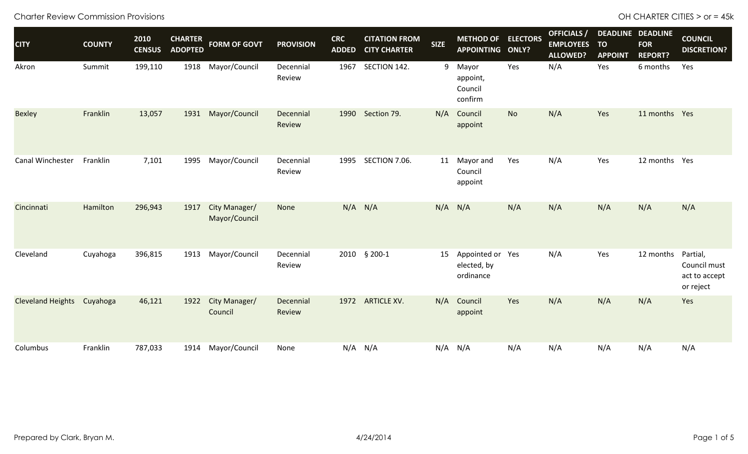Charter Review Commission Provisions

OH CHARTER CITIES > or = 45k

| CITY | COUNTY | 2010 CENSUS | CHARTER ADOPTED | FORM OF GOVT | PROVISION | CRC ADDED | CITATION FROM CITY CHARTER | SIZE | METHOD OF APPOINTING | ELECTORS ONLY? | OFFICIALS / EMPLOYEES ALLOWED? | DEADLINE TO APPOINT | DEADLINE FOR REPORT? | COUNCIL DISCRETION? |
|---|---|---|---|---|---|---|---|---|---|---|---|---|---|---|
| Akron | Summit | 199,110 | 1918 | Mayor/Council | Decennial Review | 1967 | SECTION 142. | 9 | Mayor appoint, Council confirm | Yes | N/A | Yes | 6 months | Yes |
| Bexley | Franklin | 13,057 | 1931 | Mayor/Council | Decennial Review | 1990 | Section 79. | N/A | Council appoint | No | N/A | Yes | 11 months | Yes |
| Canal Winchester | Franklin | 7,101 | 1995 | Mayor/Council | Decennial Review | 1995 | SECTION 7.06. | 11 | Mayor and Council appoint | Yes | N/A | Yes | 12 months | Yes |
| Cincinnati | Hamilton | 296,943 | 1917 | City Manager/ Mayor/Council | None | N/A | N/A | N/A | N/A | N/A | N/A | N/A | N/A | N/A |
| Cleveland | Cuyahoga | 396,815 | 1913 | Mayor/Council | Decennial Review | 2010 | § 200-1 | 15 | Appointed or elected, by ordinance | Yes | N/A | Yes | 12 months | Partial, Council must act to accept or reject |
| Cleveland Heights | Cuyahoga | 46,121 | 1922 | City Manager/ Council | Decennial Review | 1972 | ARTICLE XV. | N/A | Council appoint | Yes | N/A | N/A | N/A | Yes |
| Columbus | Franklin | 787,033 | 1914 | Mayor/Council | None | N/A | N/A | N/A | N/A | N/A | N/A | N/A | N/A | N/A |

Prepared by Clark, Bryan M. 4/24/2014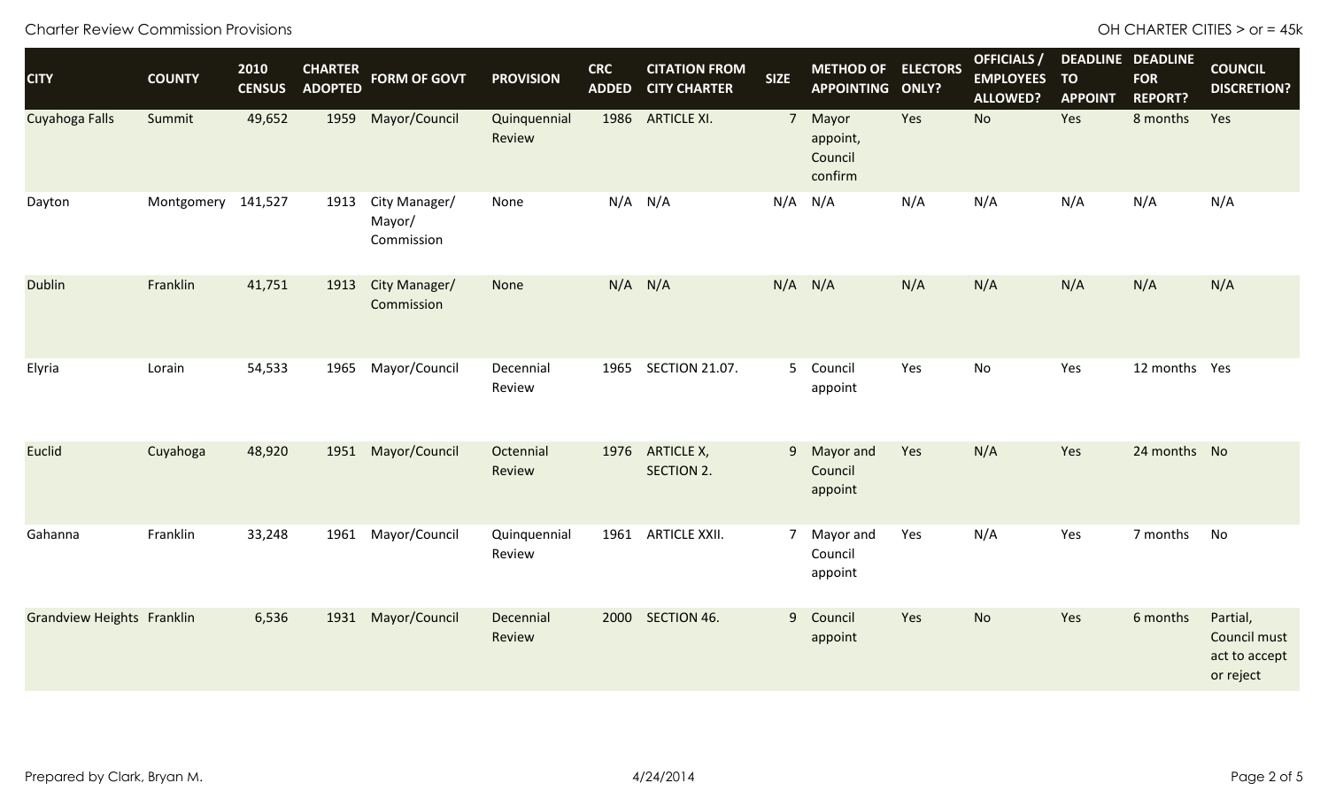| CITY | COUNTY | 2010 CENSUS | CHARTER ADOPTED | FORM OF GOVT | PROVISION | CRC ADDED | CITATION FROM CITY CHARTER | SIZE | METHOD OF APPOINTING | ELECTORS ONLY? | OFFICIALS / EMPLOYEES ALLOWED? | DEADLINE TO APPOINT | DEADLINE FOR REPORT? | COUNCIL DISCRETION? |
|---|---|---|---|---|---|---|---|---|---|---|---|---|---|---|
| Cuyahoga Falls | Summit | 49,652 | 1959 | Mayor/Council | Quinquennial Review | 1986 | ARTICLE XI. | 7 | Mayor appoint, Council confirm | Yes | No | Yes | 8 months | Yes |
| Dayton | Montgomery | 141,527 | 1913 | City Manager/ Mayor/ Commission | None | N/A | N/A | N/A | N/A | N/A | N/A | N/A | N/A | N/A |
| Dublin | Franklin | 41,751 | 1913 | City Manager/ Commission | None | N/A | N/A | N/A | N/A | N/A | N/A | N/A | N/A | N/A |
| Elyria | Lorain | 54,533 | 1965 | Mayor/Council | Decennial Review | 1965 | SECTION 21.07. | 5 | Council appoint | Yes | No | Yes | 12 months | Yes |
| Euclid | Cuyahoga | 48,920 | 1951 | Mayor/Council | Octennial Review | 1976 | ARTICLE X, SECTION 2. | 9 | Mayor and Council appoint | Yes | N/A | Yes | 24 months | No |
| Gahanna | Franklin | 33,248 | 1961 | Mayor/Council | Quinquennial Review | 1961 | ARTICLE XXII. | 7 | Mayor and Council appoint | Yes | N/A | Yes | 7 months | No |
| Grandview Heights | Franklin | 6,536 | 1931 | Mayor/Council | Decennial Review | 2000 | SECTION 46. | 9 | Council appoint | Yes | No | Yes | 6 months | Partial, Council must act to accept or reject |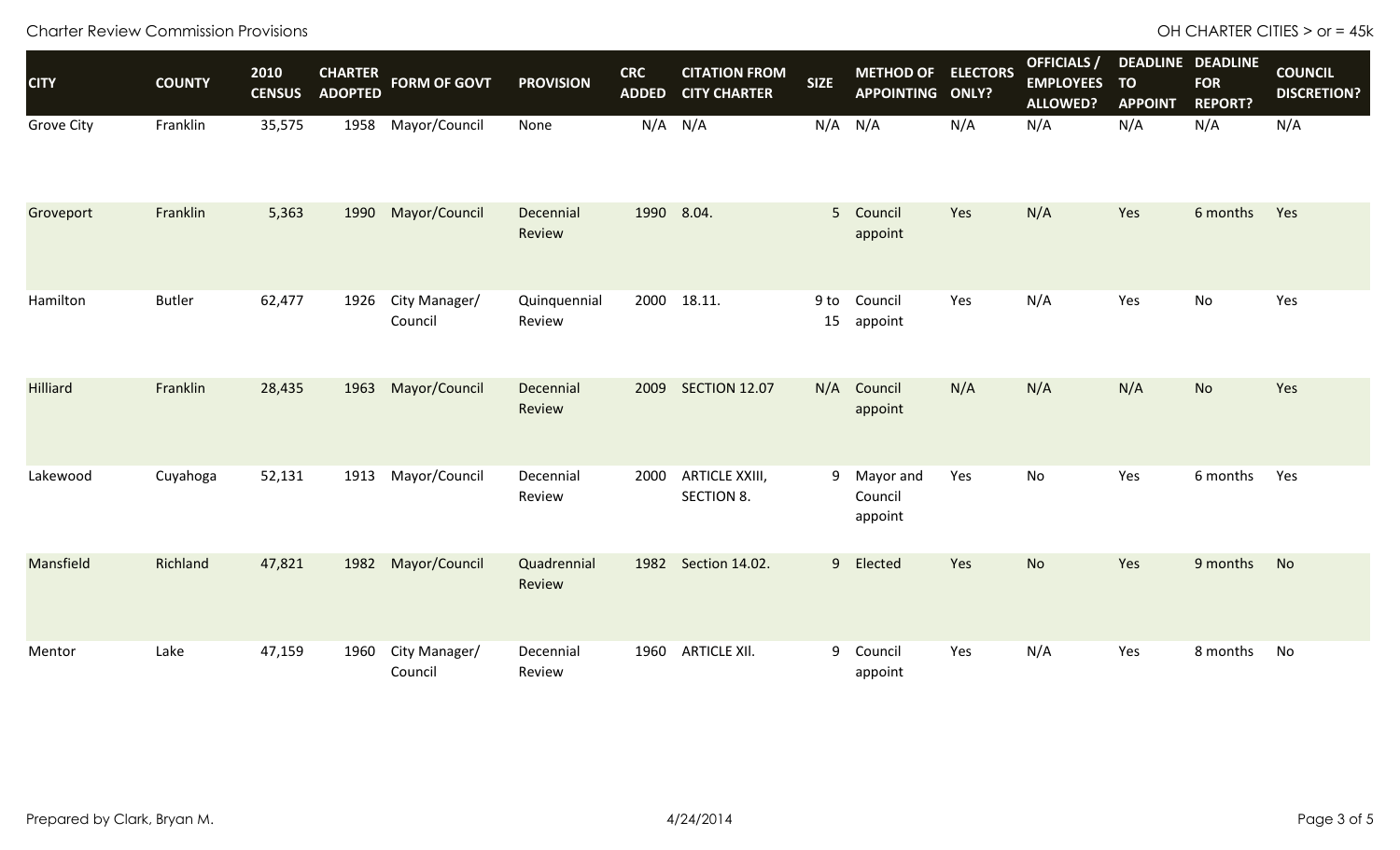| CITY | COUNTY | 2010 CENSUS | CHARTER ADOPTED | FORM OF GOVT | PROVISION | CRC ADDED | CITATION FROM CITY CHARTER | SIZE | METHOD OF APPOINTING | ELECTORS ONLY? | OFFICIALS / EMPLOYEES ALLOWED? | DEADLINE TO APPOINT | DEADLINE FOR REPORT? | COUNCIL DISCRETION? |
|---|---|---|---|---|---|---|---|---|---|---|---|---|---|---|
| Grove City | Franklin | 35,575 | 1958 | Mayor/Council | None | N/A | N/A | N/A | N/A | N/A | N/A | N/A | N/A | N/A |
| Groveport | Franklin | 5,363 | 1990 | Mayor/Council | Decennial Review | 1990 | 8.04. | 5 | Council appoint | Yes | N/A | Yes | 6 months | Yes |
| Hamilton | Butler | 62,477 | 1926 | City Manager/ Council | Quinquennial Review | 2000 | 18.11. | 9 to 15 | Council appoint | Yes | N/A | Yes | No | Yes |
| Hilliard | Franklin | 28,435 | 1963 | Mayor/Council | Decennial Review | 2009 | SECTION 12.07 | N/A | Council appoint | N/A | N/A | N/A | No | Yes |
| Lakewood | Cuyahoga | 52,131 | 1913 | Mayor/Council | Decennial Review | 2000 | ARTICLE XXIII, SECTION 8. | 9 | Mayor and Council appoint | Yes | No | Yes | 6 months | Yes |
| Mansfield | Richland | 47,821 | 1982 | Mayor/Council | Quadrennial Review | 1982 | Section 14.02. | 9 | Elected | Yes | No | Yes | 9 months | No |
| Mentor | Lake | 47,159 | 1960 | City Manager/ Council | Decennial Review | 1960 | ARTICLE XII. | 9 | Council appoint | Yes | N/A | Yes | 8 months | No |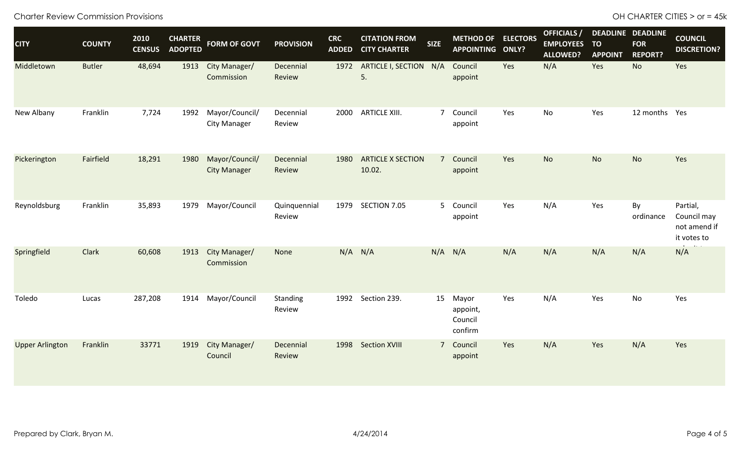| CITY | COUNTY | 2010 CENSUS | CHARTER ADOPTED | FORM OF GOVT | PROVISION | CRC ADDED | CITATION FROM CITY CHARTER | SIZE | METHOD OF APPOINTING | ELECTORS ONLY? | OFFICIALS / EMPLOYEES ALLOWED? | DEADLINE TO APPOINT | DEADLINE FOR REPORT? | COUNCIL DISCRETION? |
|---|---|---|---|---|---|---|---|---|---|---|---|---|---|---|
| Middletown | Butler | 48,694 | 1913 | City Manager/ Commission | Decennial Review | 1972 | ARTICLE I, SECTION 5. | N/A | Council appoint | Yes | N/A | Yes | No | Yes |
| New Albany | Franklin | 7,724 | 1992 | Mayor/Council/ City Manager | Decennial Review | 2000 | ARTICLE XIII. | 7 | Council appoint | Yes | No | Yes | 12 months | Yes |
| Pickerington | Fairfield | 18,291 | 1980 | Mayor/Council/ City Manager | Decennial Review | 1980 | ARTICLE X SECTION 10.02. | 7 | Council appoint | Yes | No | No | No | Yes |
| Reynoldsburg | Franklin | 35,893 | 1979 | Mayor/Council | Quinquennial Review | 1979 | SECTION 7.05 | 5 | Council appoint | Yes | N/A | Yes | By ordinance | Partial, Council may not amend if it votes to |
| Springfield | Clark | 60,608 | 1913 | City Manager/ Commission | None | N/A | N/A | N/A | N/A | N/A | N/A | N/A | N/A | N/A |
| Toledo | Lucas | 287,208 | 1914 | Mayor/Council | Standing Review | 1992 | Section 239. | 15 | Mayor appoint, Council confirm | Yes | N/A | Yes | No | Yes |
| Upper Arlington | Franklin | 33771 | 1919 | City Manager/ Council | Decennial Review | 1998 | Section XVIII | 7 | Council appoint | Yes | N/A | Yes | N/A | Yes |

Prepared by Clark, Bryan M. 4/24/2014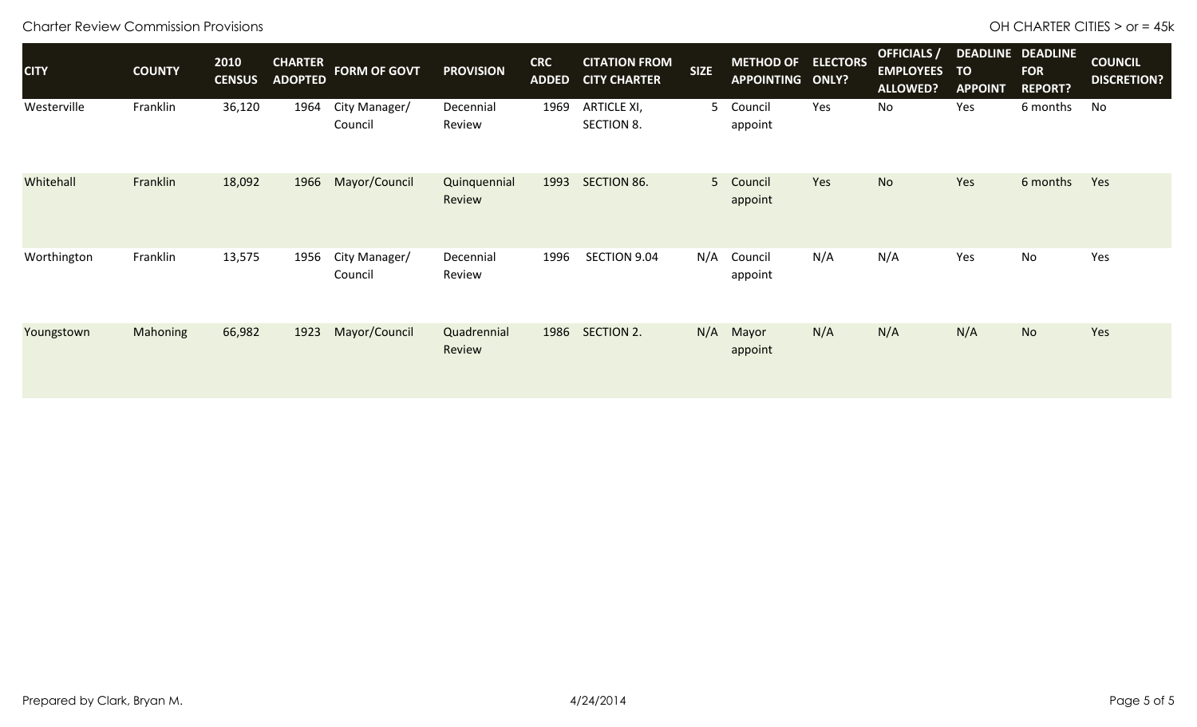| CITY | COUNTY | 2010 CENSUS | CHARTER ADOPTED | FORM OF GOVT | PROVISION | CRC ADDED | CITATION FROM CITY CHARTER | SIZE | METHOD OF APPOINTING | ELECTORS ONLY? | OFFICIALS / EMPLOYEES ALLOWED? | DEADLINE TO APPOINT | DEADLINE FOR REPORT? | COUNCIL DISCRETION? |
|---|---|---|---|---|---|---|---|---|---|---|---|---|---|---|
| Westerville | Franklin | 36,120 | 1964 | City Manager/ Council | Decennial Review | 1969 | ARTICLE XI, SECTION 8. | 5 | Council appoint | Yes | No | Yes | 6 months | No |
| Whitehall | Franklin | 18,092 | 1966 | Mayor/Council | Quinquennial Review | 1993 | SECTION 86. | 5 | Council appoint | Yes | No | Yes | 6 months | Yes |
| Worthington | Franklin | 13,575 | 1956 | City Manager/ Council | Decennial Review | 1996 | SECTION 9.04 | N/A | Council appoint | N/A | N/A | Yes | No | Yes |
| Youngstown | Mahoning | 66,982 | 1923 | Mayor/Council | Quadrennial Review | 1986 | SECTION 2. | N/A | Mayor appoint | N/A | N/A | N/A | No | Yes |